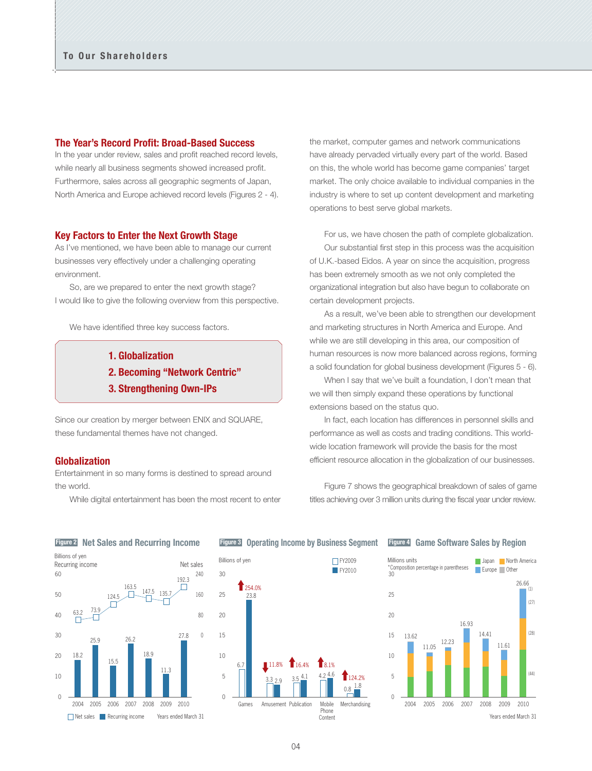## The Year's Record Profit: Broad-Based Success

In the year under review, sales and profit reached record levels, while nearly all business segments showed increased profit. Furthermore, sales across all geographic segments of Japan, North America and Europe achieved record levels (Figures 2 - 4).

## Key Factors to Enter the Next Growth Stage

As I've mentioned, we have been able to manage our current businesses very effectively under a challenging operating environment.

So, are we prepared to enter the next growth stage? I would like to give the following overview from this perspective.

We have identified three key success factors.

> **1. Globalization**
> **2. Becoming "Network Centric"**
> **3. Strengthening Own-IPs**

Since our creation by merger between ENIX and SQUARE, these fundamental themes have not changed.

## Globalization

Entertainment in so many forms is destined to spread around the world.

While digital entertainment has been the most recent to enter the market, computer games and network communications have already pervaded virtually every part of the world. Based on this, the whole world has become game companies' target market. The only choice available to individual companies in the industry is where to set up content development and marketing operations to best serve global markets.

For us, we have chosen the path of complete globalization.

Our substantial first step in this process was the acquisition of U.K.-based Eidos. A year on since the acquisition, progress has been extremely smooth as we not only completed the organizational integration but also have begun to collaborate on certain development projects.

As a result, we've been able to strengthen our development and marketing structures in North America and Europe. And while we are still developing in this area, our composition of human resources is now more balanced across regions, forming a solid foundation for global business development (Figures 5 - 6).

When I say that we've built a foundation, I don't mean that we will then simply expand these operations by functional extensions based on the status quo.

In fact, each location has differences in personnel skills and performance as well as costs and trading conditions. This world-wide location framework will provide the basis for the most efficient resource allocation in the globalization of our businesses.

Figure 7 shows the geographical breakdown of sales of game titles achieving over 3 million units during the fiscal year under review.

**Figure 2 Net Sales and Recurring Income**

Billions of yen. Years ended March 31

| | 2004 | 2005 | 2006 | 2007 | 2008 | 2009 | 2010 |
|---|---|---|---|---|---|---|---|
| Net sales | 63.2 | 73.9 | 124.5 | 163.5 | 147.5 | 135.7 | 192.3 |
| Recurring income | 18.2 | 25.9 | 15.5 | 26.2 | 18.9 | 11.3 | 27.8 |

**Figure 3 Operating Income by Business Segment**

Billions of yen

| | FY2009 | FY2010 | Change |
|---|---|---|---|
| Games | 6.7 | 23.8 | 254.0% |
| Amusement | 3.3 | 2.9 | 11.8% (down) |
| Publication | 3.5 | 4.1 | 16.4% |
| Mobile Phone Content | 4.2 | 4.6 | 8.1% |
| Merchandising | 0.8 | 1.8 | 124.2% |

**Figure 4 Game Software Sales by Region**

Millions units. *Composition percentage in parentheses. Years ended March 31

| | 2004 | 2005 | 2006 | 2007 | 2008 | 2009 | 2010 |
|---|---|---|---|---|---|---|---|
| Total | 13.62 | 11.05 | 12.23 | 16.93 | 14.41 | 11.61 | 26.66 |

2010 composition: Japan (44), North America (28), Europe (27), Other (1)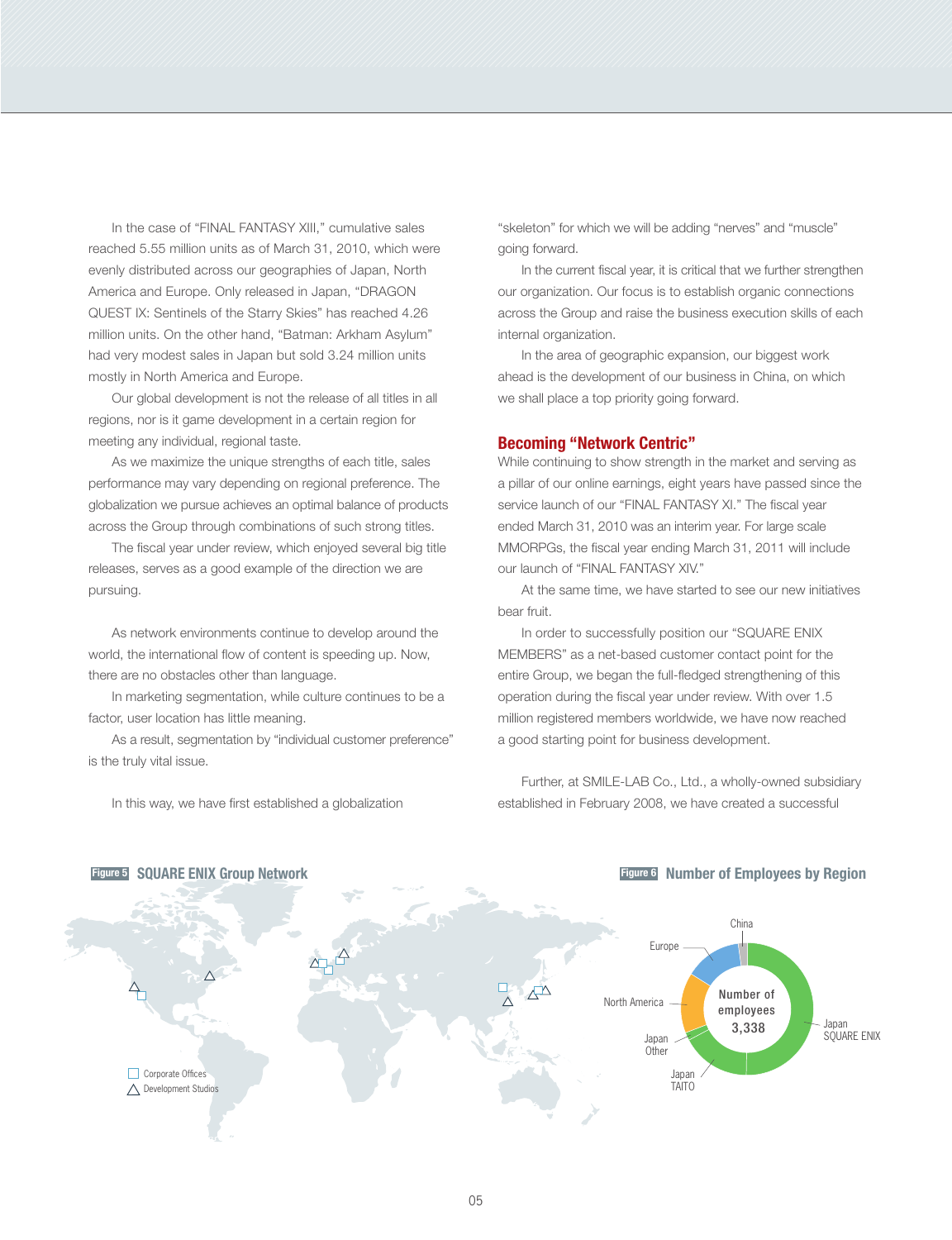In the case of "FINAL FANTASY XIII," cumulative sales reached 5.55 million units as of March 31, 2010, which were evenly distributed across our geographies of Japan, North America and Europe. Only released in Japan, "DRAGON QUEST IX: Sentinels of the Starry Skies" has reached 4.26 million units. On the other hand, "Batman: Arkham Asylum" had very modest sales in Japan but sold 3.24 million units mostly in North America and Europe.

Our global development is not the release of all titles in all regions, nor is it game development in a certain region for meeting any individual, regional taste.

As we maximize the unique strengths of each title, sales performance may vary depending on regional preference. The globalization we pursue achieves an optimal balance of products across the Group through combinations of such strong titles.

The fiscal year under review, which enjoyed several big title releases, serves as a good example of the direction we are pursuing.

As network environments continue to develop around the world, the international flow of content is speeding up. Now, there are no obstacles other than language.

In marketing segmentation, while culture continues to be a factor, user location has little meaning.

As a result, segmentation by "individual customer preference" is the truly vital issue.

In this way, we have first established a globalization "skeleton" for which we will be adding "nerves" and "muscle" going forward.

In the current fiscal year, it is critical that we further strengthen our organization. Our focus is to establish organic connections across the Group and raise the business execution skills of each internal organization.

In the area of geographic expansion, our biggest work ahead is the development of our business in China, on which we shall place a top priority going forward.

## Becoming "Network Centric"

While continuing to show strength in the market and serving as a pillar of our online earnings, eight years have passed since the service launch of our "FINAL FANTASY XI." The fiscal year ended March 31, 2010 was an interim year. For large scale MMORPGs, the fiscal year ending March 31, 2011 will include our launch of "FINAL FANTASY XIV."

At the same time, we have started to see our new initiatives bear fruit.

In order to successfully position our "SQUARE ENIX MEMBERS" as a net-based customer contact point for the entire Group, we began the full-fledged strengthening of this operation during the fiscal year under review. With over 1.5 million registered members worldwide, we have now reached a good starting point for business development.

Further, at SMILE-LAB Co., Ltd., a wholly-owned subsidiary established in February 2008, we have created a successful

**Figure 5** SQUARE ENIX Group Network

□ Corporate Offices
△ Development Studios

**Figure 6** Number of Employees by Region

Number of employees 3,338

China, Europe, North America, Japan Other, Japan TAITO, Japan SQUARE ENIX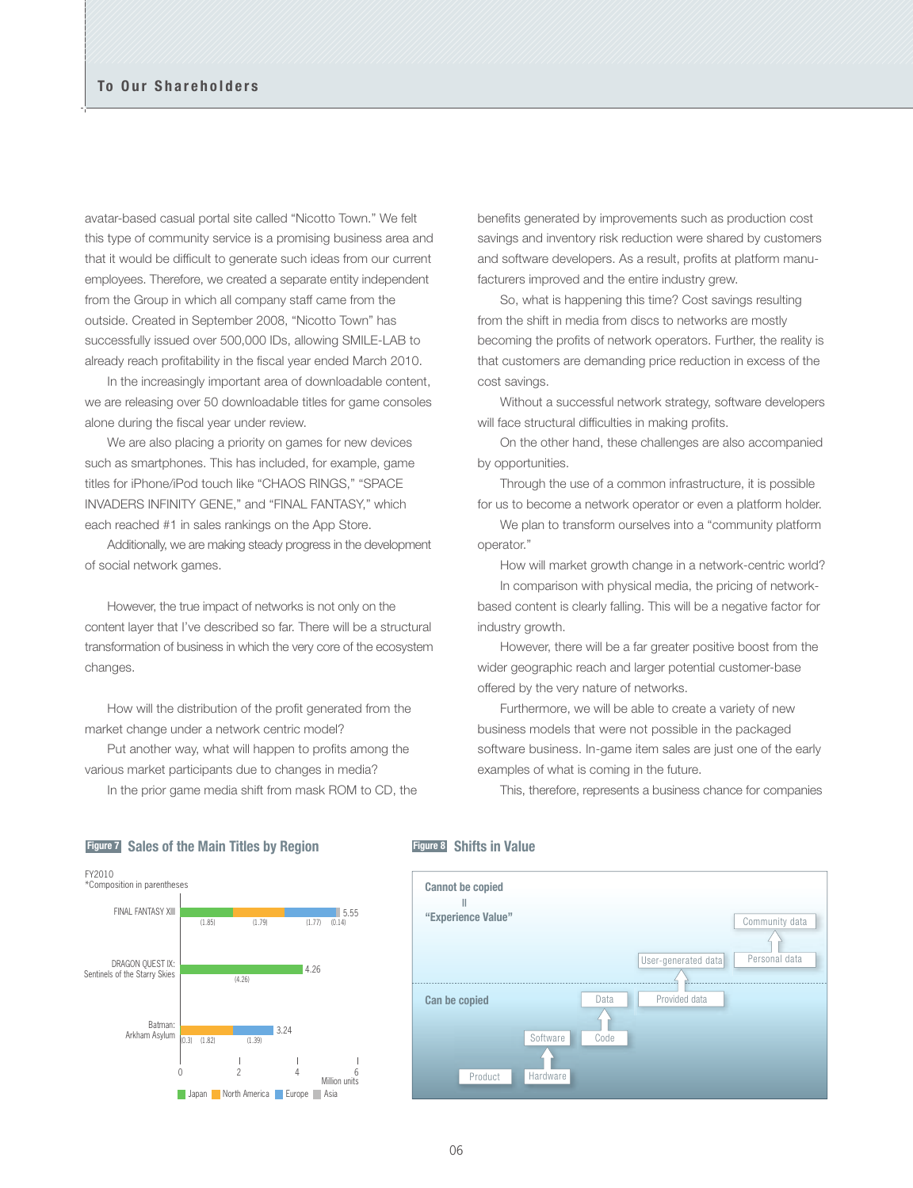avatar-based casual portal site called "Nicotto Town." We felt this type of community service is a promising business area and that it would be difficult to generate such ideas from our current employees. Therefore, we created a separate entity independent from the Group in which all company staff came from the outside. Created in September 2008, "Nicotto Town" has successfully issued over 500,000 IDs, allowing SMILE-LAB to already reach profitability in the fiscal year ended March 2010.

In the increasingly important area of downloadable content, we are releasing over 50 downloadable titles for game consoles alone during the fiscal year under review.

We are also placing a priority on games for new devices such as smartphones. This has included, for example, game titles for iPhone/iPod touch like "CHAOS RINGS," "SPACE INVADERS INFINITY GENE," and "FINAL FANTASY," which each reached #1 in sales rankings on the App Store.

Additionally, we are making steady progress in the development of social network games.

However, the true impact of networks is not only on the content layer that I've described so far. There will be a structural transformation of business in which the very core of the ecosystem changes.

How will the distribution of the profit generated from the market change under a network centric model?

Put another way, what will happen to profits among the various market participants due to changes in media?

In the prior game media shift from mask ROM to CD, the benefits generated by improvements such as production cost savings and inventory risk reduction were shared by customers and software developers. As a result, profits at platform manufacturers improved and the entire industry grew.

So, what is happening this time? Cost savings resulting from the shift in media from discs to networks are mostly becoming the profits of network operators. Further, the reality is that customers are demanding price reduction in excess of the cost savings.

Without a successful network strategy, software developers will face structural difficulties in making profits.

On the other hand, these challenges are also accompanied by opportunities.

Through the use of a common infrastructure, it is possible for us to become a network operator or even a platform holder.

We plan to transform ourselves into a "community platform operator."

How will market growth change in a network-centric world?

In comparison with physical media, the pricing of network-based content is clearly falling. This will be a negative factor for industry growth.

However, there will be a far greater positive boost from the wider geographic reach and larger potential customer-base offered by the very nature of networks.

Furthermore, we will be able to create a variety of new business models that were not possible in the packaged software business. In-game item sales are just one of the early examples of what is coming in the future.

This, therefore, represents a business chance for companies

**Figure 7** Sales of the Main Titles by Region

FY2010
*Composition in parentheses

| Title | Japan | North America | Europe | Asia | Total (Million units) |
|---|---|---|---|---|---|
| FINAL FANTASY XIII | (1.85) | (1.79) | (1.77) | (0.14) | 5.55 |
| DRAGON QUEST IX: Sentinels of the Starry Skies | (4.26) | | | | 4.26 |
| Batman: Arkham Asylum | (0.3) | (1.82) | (1.39) | | 3.24 |

**Figure 8** Shifts in Value

Cannot be copied
||
"Experience Value"

- Community data ↑ Personal data
- User-generated data ↑ Provided data

Can be copied

- Data ↑ Code
- Software ↑ Hardware
- Product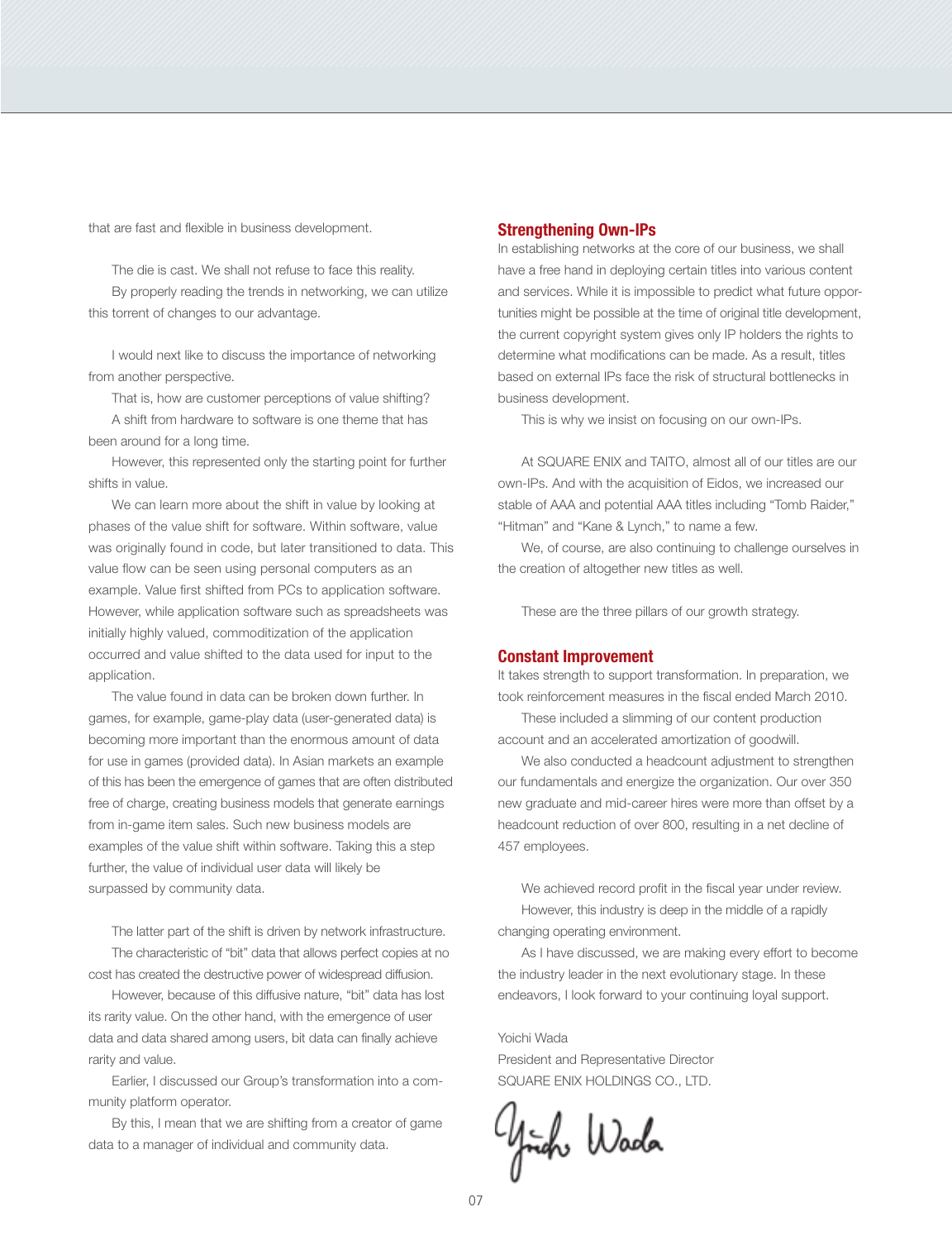that are fast and flexible in business development.

The die is cast. We shall not refuse to face this reality.

By properly reading the trends in networking, we can utilize this torrent of changes to our advantage.

I would next like to discuss the importance of networking from another perspective.

That is, how are customer perceptions of value shifting?

A shift from hardware to software is one theme that has been around for a long time.

However, this represented only the starting point for further shifts in value.

We can learn more about the shift in value by looking at phases of the value shift for software. Within software, value was originally found in code, but later transitioned to data. This value flow can be seen using personal computers as an example. Value first shifted from PCs to application software. However, while application software such as spreadsheets was initially highly valued, commoditization of the application occurred and value shifted to the data used for input to the application.

The value found in data can be broken down further. In games, for example, game-play data (user-generated data) is becoming more important than the enormous amount of data for use in games (provided data). In Asian markets an example of this has been the emergence of games that are often distributed free of charge, creating business models that generate earnings from in-game item sales. Such new business models are examples of the value shift within software. Taking this a step further, the value of individual user data will likely be surpassed by community data.

The latter part of the shift is driven by network infrastructure.

The characteristic of "bit" data that allows perfect copies at no cost has created the destructive power of widespread diffusion.

However, because of this diffusive nature, "bit" data has lost its rarity value. On the other hand, with the emergence of user data and data shared among users, bit data can finally achieve rarity and value.

Earlier, I discussed our Group's transformation into a community platform operator.

By this, I mean that we are shifting from a creator of game data to a manager of individual and community data.

## Strengthening Own-IPs

In establishing networks at the core of our business, we shall have a free hand in deploying certain titles into various content and services. While it is impossible to predict what future opportunities might be possible at the time of original title development, the current copyright system gives only IP holders the rights to determine what modifications can be made. As a result, titles based on external IPs face the risk of structural bottlenecks in business development.

This is why we insist on focusing on our own-IPs.

At SQUARE ENIX and TAITO, almost all of our titles are our own-IPs. And with the acquisition of Eidos, we increased our stable of AAA and potential AAA titles including "Tomb Raider," "Hitman" and "Kane & Lynch," to name a few.

We, of course, are also continuing to challenge ourselves in the creation of altogether new titles as well.

These are the three pillars of our growth strategy.

## Constant Improvement

It takes strength to support transformation. In preparation, we took reinforcement measures in the fiscal ended March 2010.

These included a slimming of our content production account and an accelerated amortization of goodwill.

We also conducted a headcount adjustment to strengthen our fundamentals and energize the organization. Our over 350 new graduate and mid-career hires were more than offset by a headcount reduction of over 800, resulting in a net decline of 457 employees.

We achieved record profit in the fiscal year under review.

However, this industry is deep in the middle of a rapidly changing operating environment.

As I have discussed, we are making every effort to become the industry leader in the next evolutionary stage. In these endeavors, I look forward to your continuing loyal support.

Yoichi Wada
President and Representative Director
SQUARE ENIX HOLDINGS CO., LTD.

Yoichi Wada